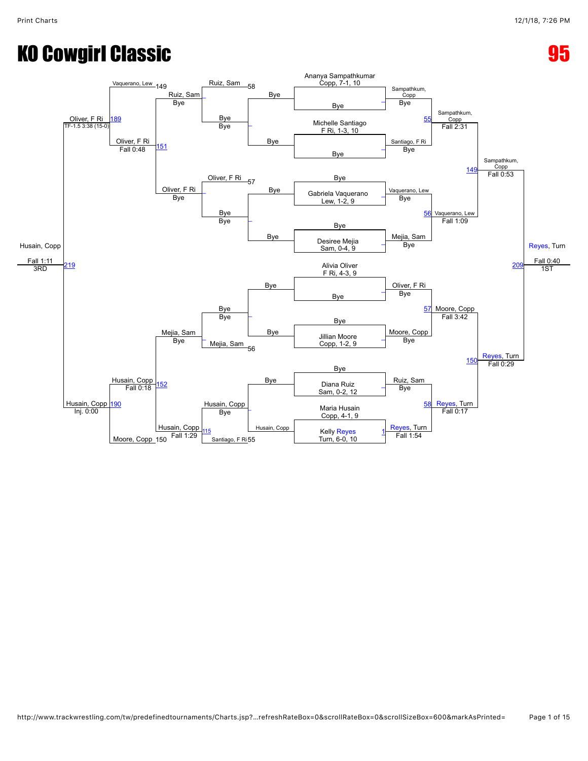# KO Cowgirl Classic

**95**

## Championship Bracket

| Seed | Wrestler |
|---|---|
| 10 | Ananya Sampathkumar, Copp, 7-1 |
| 10 | Michelle Santiago, F Ri, 1-3 |
| 9 | Gabriela Vaquerano, Lew, 1-2 |
| 9 | Desiree Mejia, Sam, 0-4 |
| 9 | Alivia Oliver, F Ri, 4-3 |
| 9 | Jillian Moore, Copp, 1-2 |
| 12 | Diana Ruiz, Sam, 0-2 |
| 9 | Maria Husain, Copp, 4-1 |
| 10 | Kelly Reyes, Turn, 6-0 |

### Round 1
- Sampathkum, Copp — Bye
- Santiago, F Ri — Bye
- Vaquerano, Lew — Bye
- Mejia, Sam — Bye
- Oliver, F Ri — Bye
- Moore, Copp — Bye
- Ruiz, Sam — Bye
- Match 1: Reyes, Turn over Husain, Copp — Fall 1:54

### Quarterfinals
- Match 55: Sampathkum, Copp over Santiago, F Ri — Fall 2:31
- Match 56: Vaquerano, Lew over Mejia, Sam — Fall 1:09
- Match 57: Moore, Copp over Oliver, F Ri — Fall 3:42
- Match 58: Reyes, Turn over Ruiz, Sam — Fall 0:17

### Semifinals
- Match 149: Sampathkum, Copp over Vaquerano, Lew — Fall 0:53
- Match 150: Reyes, Turn over Moore, Copp — Fall 0:29

### Final
- Match 209: Reyes, Turn over Sampathkum, Copp — Fall 0:40 — **1ST**

## Consolation Bracket

### Consolation Round 1
- Ruiz, Sam — Bye (from 58)
- Oliver, F Ri — Bye (from 57)
- Bye — Bye
- Mejia, Sam — Bye (from 56)
- Husain, Copp over Santiago, F Ri (from 55) — Match 115: Fall 1:29
- Husain, Copp — Bye

### Consolation Round 2
- Ruiz, Sam — Bye
- Oliver, F Ri — Bye
- Mejia, Sam — Bye
- Husain, Copp — Bye

### Consolation Quarterfinals
- Match 151: Oliver, F Ri over Ruiz, Sam — Fall 0:48
- Match 152: Husain, Copp over Mejia, Sam — Fall 0:18

### Consolation Semifinals
- Match 189: Oliver, F Ri over Vaquerano, Lew (from 149) — TF-1.5 3:38 (15-0)
- Match 190: Husain, Copp over Moore, Copp (from 150) — Inj. 0:00

### 3rd Place
- Match 219: Husain, Copp over Oliver, F Ri — Fall 1:11 — **3RD**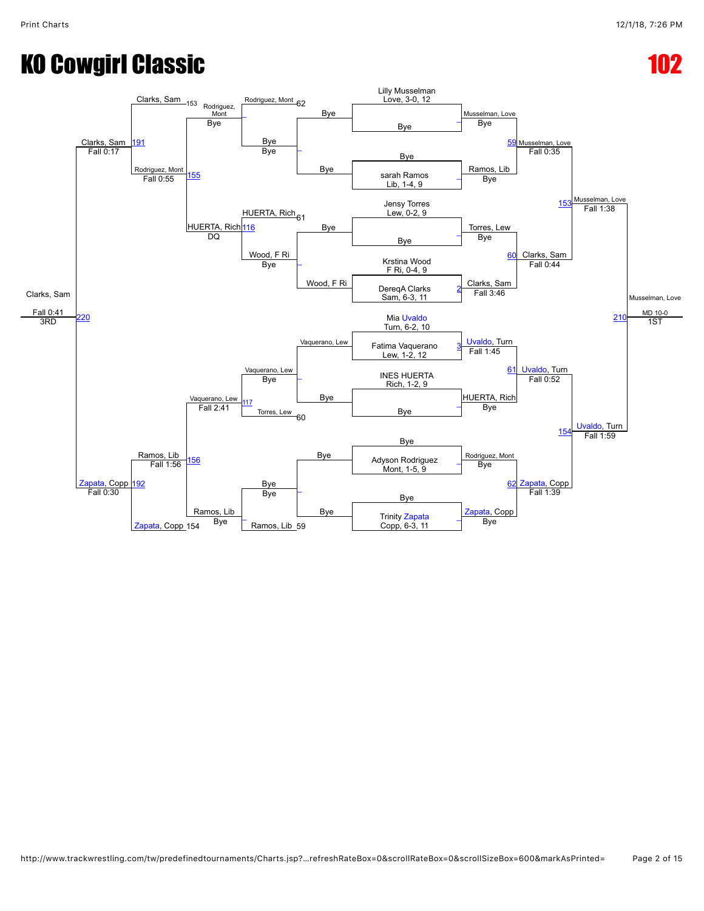# KO Cowgirl Classic

# 102

## Championship Bracket

**Seeded entrants:**

- Lilly Musselman, Love, 3-0, 12
- sarah Ramos, Lib, 1-4, 9
- Jensy Torres, Lew, 0-2, 9
- Krstina Wood, F Ri, 0-4, 9
- DereqA Clarks, Sam, 6-3, 11
- Mia Uvaldo, Turn, 6-2, 10
- Fatima Vaquerano, Lew, 1-2, 12
- INES HUERTA, Rich, 1-2, 9
- Adyson Rodriguez, Mont, 1-5, 9
- Trinity Zapata, Copp, 6-3, 11

**First round:**

- Musselman, Love vs Bye – Musselman, Love, Bye
- Bye vs Ramos, Lib – Ramos, Lib, Bye
- Torres, Lew vs Bye – Torres, Lew, Bye
- Wood, F Ri vs Clarks, Sam – Clarks, Sam, Fall 3:46 (2)
- Uvaldo, Turn vs Vaquerano, Lew – Uvaldo, Turn, Fall 1:45 (3)
- HUERTA, Rich vs Bye – HUERTA, Rich, Bye
- Bye vs Rodriguez, Mont – Rodriguez, Mont, Bye
- Bye vs Zapata, Copp – Zapata, Copp, Bye

**Quarterfinals:**

- 59: Musselman, Love over Ramos, Lib – Fall 0:35
- 60: Clarks, Sam over Torres, Lew – Fall 0:44
- 61: Uvaldo, Turn over HUERTA, Rich – Fall 0:52
- 62: Zapata, Copp over Rodriguez, Mont – Fall 1:39

**Semifinals:**

- 153: Musselman, Love over Clarks, Sam – Fall 1:38
- 154: Uvaldo, Turn over Zapata, Copp – Fall 1:59

**Final:**

- 210: Musselman, Love – MD 10-0 – 1ST

## Consolation Bracket

**First round:**

- Bye vs Bye – Bye
- Wood, F Ri vs Bye – Wood, F Ri
- Vaquerano, Lew vs Bye – Vaquerano, Lew
- Bye vs Bye – Bye

**Second round:**

- Rodriguez, Mont (62) vs Bye – Bye
- HUERTA, Rich (61) vs Wood, F Ri – Wood, F Ri, Bye
- Vaquerano, Lew vs Torres, Lew (60) – Vaquerano, Lew, Bye
- Bye vs Ramos, Lib (59) – Bye

**Third round:**

- Rodriguez, Mont vs Bye – Rodriguez, Mont, Bye
- 116: HUERTA, Rich over Wood, F Ri – DQ
- 117: Vaquerano, Lew over Torres, Lew
- Bye vs Ramos, Lib – Ramos, Lib, Bye

**Fourth round:**

- 155: Rodriguez, Mont over HUERTA, Rich – Fall 0:55
- 156: Ramos, Lib over Vaquerano, Lew – Fall 1:56

**Consolation semifinals:**

- 191: Clarks, Sam (153) over Rodriguez, Mont – Fall 0:17
- 192: Zapata, Copp (154) over Ramos, Lib – Fall 0:30

**3rd place:**

- 220: Clarks, Sam over Zapata, Copp – Fall 0:41 – 3RD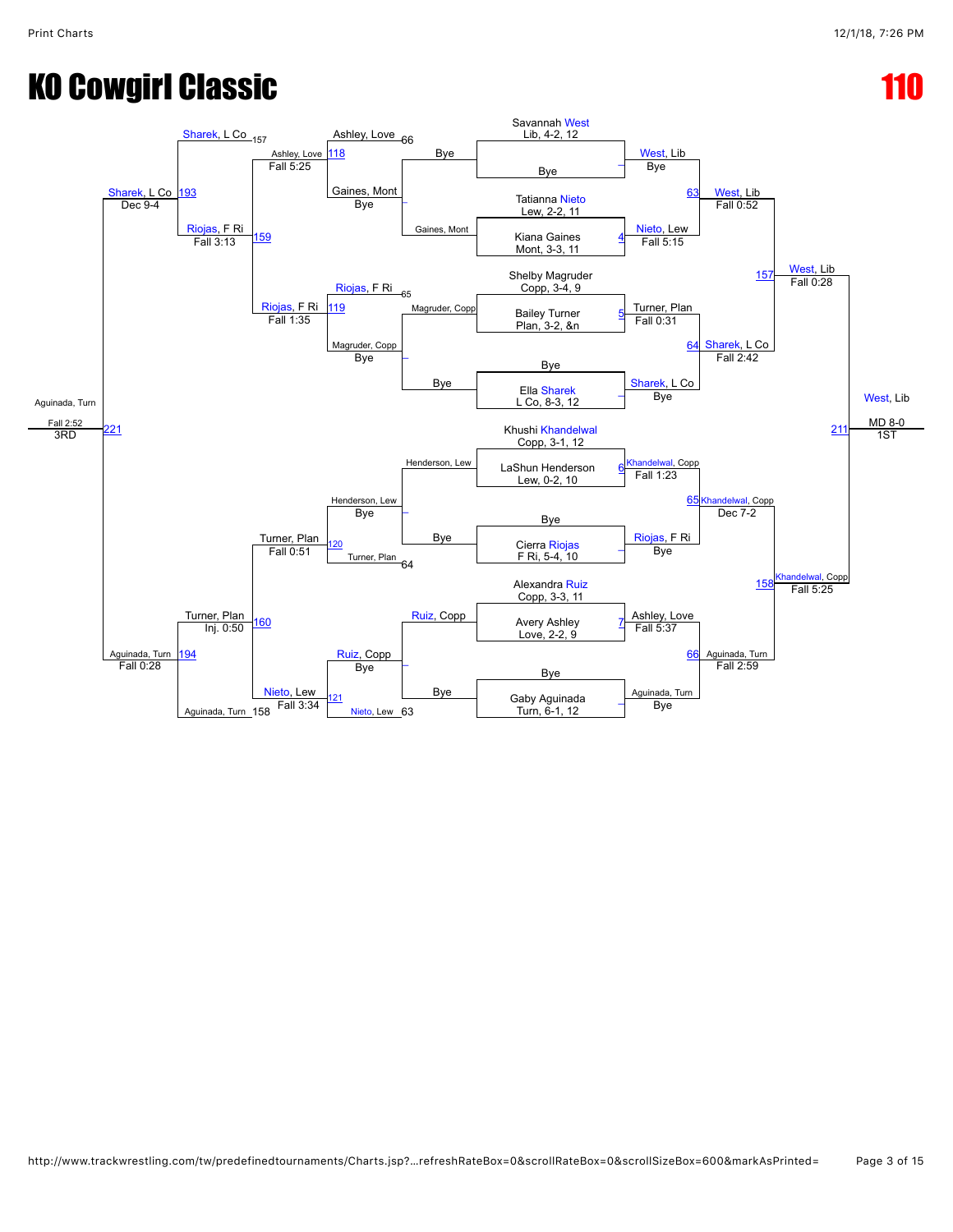# KO Cowgirl Classic

# 110

## Championship Bracket

**Round 1 / Byes**

| Bout | Wrestler | Opponent | Result | Winner |
| --- | --- | --- | --- | --- |
| – | Savannah West, Lib, 4-2, 12 | Bye | Bye | West, Lib |
| 4 | Tatianna Nieto, Lew, 2-2, 11 | Kiana Gaines, Mont, 3-3, 11 | Fall 5:15 | Nieto, Lew |
| 5 | Shelby Magruder, Copp, 3-4, 9 | Bailey Turner, Plan, 3-2, &n | Fall 0:31 | Turner, Plan |
| – | Bye | Ella Sharek, L Co, 8-3, 12 | Bye | Sharek, L Co |
| 6 | Khushi Khandelwal, Copp, 3-1, 12 | LaShun Henderson, Lew, 0-2, 10 | Fall 1:23 | Khandelwal, Copp |
| – | Bye | Cierra Riojas, F Ri, 5-4, 10 | Bye | Riojas, F Ri |
| 7 | Alexandra Ruiz, Copp, 3-3, 11 | Avery Ashley, Love, 2-2, 9 | Fall 5:37 | Ashley, Love |
| – | Bye | Gaby Aguinada, Turn, 6-1, 12 | Bye | Aguinada, Turn |

**Quarterfinals**

| Bout | Winner | Result |
| --- | --- | --- |
| 63 | West, Lib | Fall 0:52 |
| 64 | Sharek, L Co | Fall 2:42 |
| 65 | Khandelwal, Copp | Dec 7-2 |
| 66 | Aguinada, Turn | Fall 2:59 |

**Semifinals**

| Bout | Winner | Result |
| --- | --- | --- |
| 157 | West, Lib | Fall 0:28 |
| 158 | Khandelwal, Copp | Fall 5:25 |

**1st Place**

| Bout | Winner | Result |
| --- | --- | --- |
| 211 | West, Lib | MD 8-0 — 1ST |

## Consolation Bracket

**Consolation Round 1**

| Bout | Wrestlers | Result | Winner |
| --- | --- | --- | --- |
| – | Gaines, Mont vs. Bye | Bye | Gaines, Mont |
| – | Magruder, Copp vs. Bye | Bye | Magruder, Copp |
| – | Henderson, Lew vs. Bye | Bye | Henderson, Lew |
| – | Ruiz, Copp vs. Bye | Bye | Ruiz, Copp |

**Consolation Round 2**

| Bout | Wrestlers | Result | Winner |
| --- | --- | --- | --- |
| 118 | Ashley, Love (66) vs. Gaines, Mont | Fall 5:25 | Ashley, Love |
| 119 | Riojas, F Ri (65) vs. Magruder, Copp | Fall 1:35 | Riojas, F Ri |
| 120 | Henderson, Lew vs. Turner, Plan (64) | Fall 0:51 | Turner, Plan |
| 121 | Ruiz, Copp vs. Nieto, Lew (63) | Fall 3:34 | Nieto, Lew |

**Consolation Round 3**

| Bout | Wrestlers | Result | Winner |
| --- | --- | --- | --- |
| 159 | Sharek, L Co (157) vs. Riojas, F Ri | Fall 3:13 | Riojas, F Ri |
| 160 | Turner, Plan vs. Nieto, Lew | Fall 3:34 / Inj. 0:50 | Turner, Plan |

**Consolation Semifinals**

| Bout | Wrestlers | Result | Winner |
| --- | --- | --- | --- |
| 193 | Sharek, L Co vs. Riojas, F Ri | Dec 9-4 | Sharek, L Co |
| 194 | Turner, Plan vs. Aguinada, Turn (158) | Fall 0:28 | Aguinada, Turn |

**3rd Place**

| Bout | Wrestlers | Result | Winner |
| --- | --- | --- | --- |
| 221 | Sharek, L Co vs. Aguinada, Turn | Fall 2:52 | Aguinada, Turn — 3RD |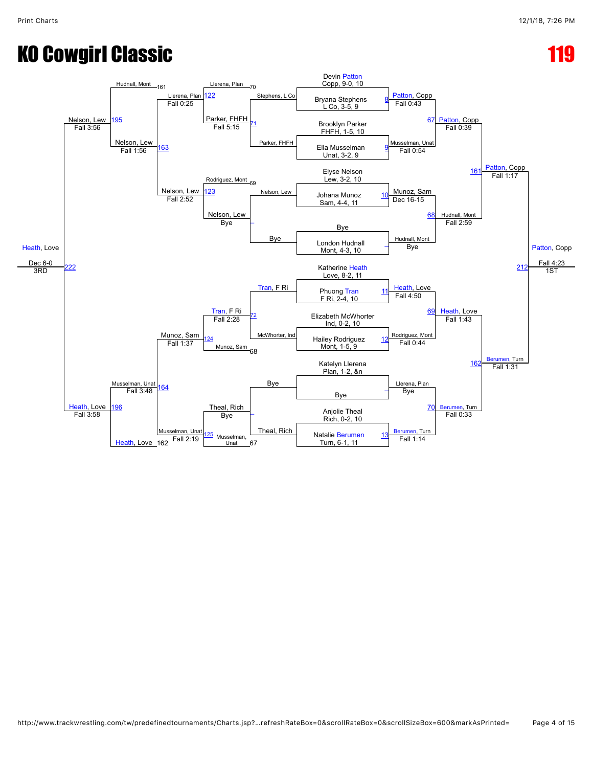# KO Cowgirl Classic

# 119

## Championship Bracket

| Bout | Wrestler | Wrestler | Winner | Result |
|---|---|---|---|---|
| 8 | Devin Patton, Copp, 9-0, 10 | Bryana Stephens, L Co, 3-5, 9 | Patton, Copp | Fall 0:43 |
| 9 | Brooklyn Parker, FHFH, 1-5, 10 | Ella Musselman, Unat, 3-2, 9 | Musselman, Unat | Fall 0:54 |
| 10 | Elyse Nelson, Lew, 3-2, 10 | Johana Munoz, Sam, 4-4, 11 | Munoz, Sam | Dec 16-15 |
| – | Bye | London Hudnall, Mont, 4-3, 10 | Hudnall, Mont | Bye |
| 11 | Katherine Heath, Love, 8-2, 11 | Phuong Tran, F Ri, 2-4, 10 | Heath, Love | Fall 4:50 |
| 12 | Elizabeth McWhorter, Ind, 0-2, 10 | Hailey Rodriguez, Mont, 1-5, 9 | Rodriguez, Mont | Fall 0:44 |
| – | Katelyn Llerena, Plan, 1-2, &n | Bye | Llerena, Plan | Bye |
| 13 | Anjolie Theal, Rich, 0-2, 10 | Natalie Berumen, Turn, 6-1, 11 | Berumen, Turn | Fall 1:14 |
| 67 | Patton, Copp | Musselman, Unat | Patton, Copp | Fall 0:39 |
| 68 | Munoz, Sam | Hudnall, Mont | Hudnall, Mont | Fall 2:59 |
| 69 | Heath, Love | Rodriguez, Mont | Heath, Love | Fall 1:43 |
| 70 | Llerena, Plan | Berumen, Turn | Berumen, Turn | Fall 0:33 |
| 161 | Patton, Copp | Hudnall, Mont | Patton, Copp | Fall 1:17 |
| 162 | Heath, Love | Berumen, Turn | Berumen, Turn | Fall 1:31 |
| 212 | Patton, Copp | Berumen, Turn | Patton, Copp | Fall 4:23 (1ST) |

## Consolation Bracket

| Bout | Wrestler | Wrestler | Winner | Result |
|---|---|---|---|---|
| 71 | Stephens, L Co | Parker, FHFH | Parker, FHFH | Fall 5:15 |
| – | Nelson, Lew | Bye | Nelson, Lew | Bye |
| 72 | Tran, F Ri | McWhorter, Ind | Tran, F Ri | Fall 2:28 |
| – | Bye | Theal, Rich | Theal, Rich | Bye |
| 122 | Llerena, Plan (70) | Parker, FHFH | Llerena, Plan | Fall 0:25 |
| 123 | Rodriguez, Mont (69) | Nelson, Lew | Nelson, Lew | Fall 2:52 |
| 124 | Tran, F Ri | Munoz, Sam (68) | Munoz, Sam | Fall 1:37 |
| 125 | Theal, Rich | Musselman, Unat (67) | Musselman, Unat | Fall 2:19 |
| 163 | Llerena, Plan | Nelson, Lew | Nelson, Lew | Fall 1:56 |
| 164 | Munoz, Sam | Musselman, Unat | Musselman, Unat | Fall 3:48 |
| 195 | Hudnall, Mont (161) | Nelson, Lew | Nelson, Lew | Fall 3:56 |
| 196 | Musselman, Unat | Heath, Love (162) | Heath, Love | Fall 3:58 |
| 222 | Nelson, Lew | Heath, Love | Heath, Love | Dec 6-0 (3RD) |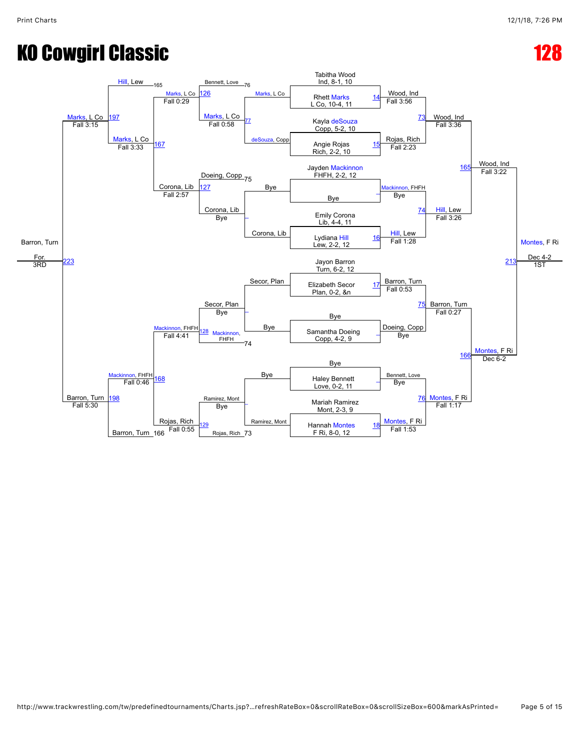# KO Cowgirl Classic

# 128

## Championship Bracket

| Seed/Wrestler | Round 1 | Quarterfinals | Semifinals | Final |
|---|---|---|---|---|
| Tabitha Wood, Ind, 8-1, 10 | | | | |
| Rhett Marks, L Co, 10-4, 11 | 14 — Wood, Ind (Fall 3:56) | 73 — Wood, Ind (Fall 3:36) | 165 — Wood, Ind (Fall 3:22) | 213 — Montes, F Ri (Dec 4-2) — 1ST |
| Kayla deSouza, Copp, 5-2, 10 | | | | |
| Angie Rojas, Rich, 2-2, 10 | 15 — Rojas, Rich (Fall 2:23) | | | |
| Jayden Mackinnon, FHFH, 2-2, 12 | | | | |
| Bye | – — Mackinnon, FHFH (Bye) | 74 — Hill, Lew (Fall 3:26) | | |
| Emily Corona, Lib, 4-4, 11 | | | | |
| Lydiana Hill, Lew, 2-2, 12 | 16 — Hill, Lew (Fall 1:28) | | | |
| Jayon Barron, Turn, 6-2, 12 | | | | |
| Elizabeth Secor, Plan, 0-2, &n | 17 — Barron, Turn (Fall 0:53) | 75 — Barron, Turn (Fall 0:27) | 166 — Montes, F Ri (Dec 6-2) | |
| Bye | | | | |
| Samantha Doeing, Copp, 4-2, 9 | – — Doeing, Copp (Bye) | | | |
| Bye | | | | |
| Haley Bennett, Love, 0-2, 11 | – — Bennett, Love (Bye) | 76 — Montes, F Ri (Fall 1:17) | | |
| Mariah Ramirez, Mont, 2-3, 9 | | | | |
| Hannah Montes, F Ri, 8-0, 12 | 18 — Montes, F Ri (Fall 1:53) | | | |

## Consolation Bracket

| Match | Wrestlers | Winner | Result |
|---|---|---|---|
| 126 | Bennett, Love (L 76) vs Marks, L Co | Marks, L Co | Fall 0:29 |
| 77 | Marks, L Co vs deSouza, Copp | Marks, L Co | Fall 0:58 |
| 127 | Doeing, Copp (L 75) vs Corona, Lib | Corona, Lib | Fall 2:57 |
| – | Bye vs Corona, Lib | Corona, Lib | Bye |
| – | Secor, Plan vs Bye | Secor, Plan | Bye |
| 128 | Secor, Plan vs Mackinnon, FHFH (L 74) | Mackinnon, FHFH | Fall 4:41 |
| – | Bye vs Ramirez, Mont | Ramirez, Mont | Bye |
| 129 | Ramirez, Mont vs Rojas, Rich (L 73) | Rojas, Rich | Fall 0:55 |
| 167 | Hill, Lew (L 165) vs Marks, L Co | Marks, L Co | Fall 3:33 |
| 168 | Mackinnon, FHFH vs Barron, Turn (L 166) | Barron, Turn | Fall 0:46 |
| 197 | Marks, L Co vs Corona, Lib | Marks, L Co | Fall 3:15 |
| 198 | Mackinnon, FHFH vs Rojas, Rich | Barron, Turn | Fall 5:30 |
| 223 | Marks, L Co vs Barron, Turn | Barron, Turn | For. — 3RD |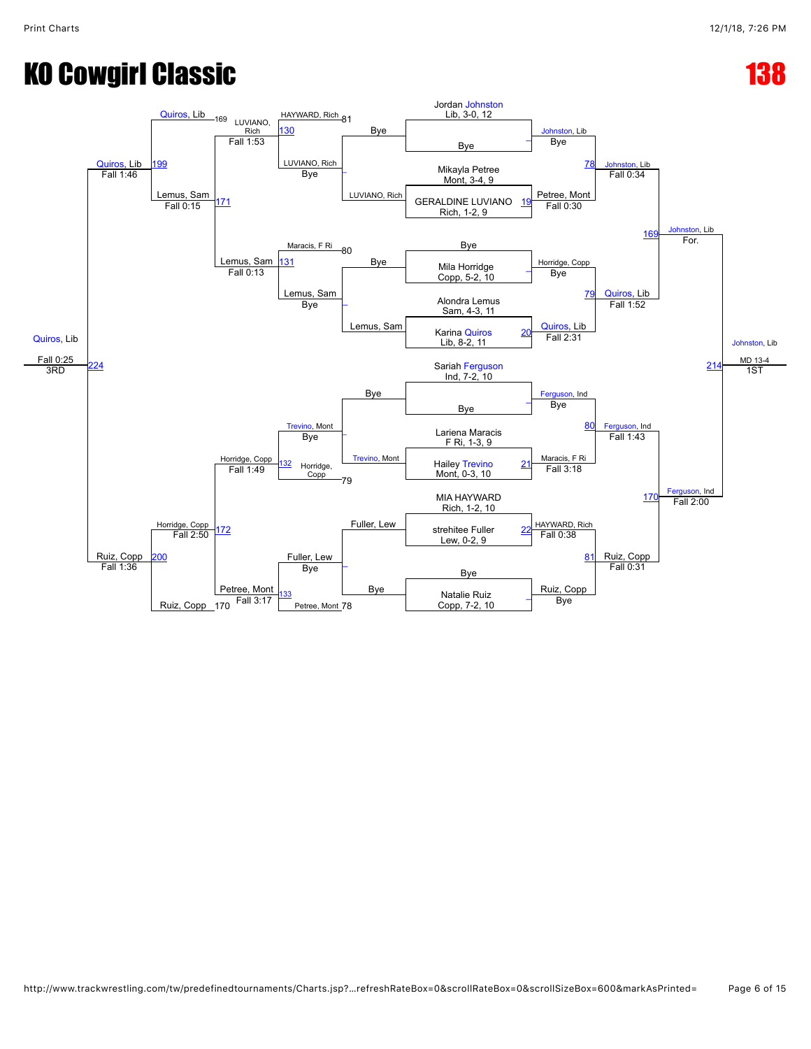# KO Cowgirl Classic

# 138

## Championship Bracket

**First Round**

- Jordan Johnston, Lib, 3-0, 12 — Bye → Johnston, Lib (Bye)
- Mikayla Petree, Mont, 3-4, 9 vs GERALDINE LUVIANO, Rich, 1-2, 9 — Match 19 → Petree, Mont (Fall 0:30)
- Bye vs Mila Horridge, Copp, 5-2, 10 → Horridge, Copp (Bye)
- Alondra Lemus, Sam, 4-3, 11 vs Karina Quiros, Lib, 8-2, 11 — Match 20 → Quiros, Lib (Fall 2:31)
- Sariah Ferguson, Ind, 7-2, 10 — Bye → Ferguson, Ind (Bye)
- Lariena Maracis, F Ri, 1-3, 9 vs Hailey Trevino, Mont, 0-3, 10 — Match 21 → Maracis, F Ri (Fall 3:18)
- MIA HAYWARD, Rich, 1-2, 10 vs strehitee Fuller, Lew, 0-2, 9 — Match 22 → HAYWARD, Rich (Fall 0:38)
- Bye vs Natalie Ruiz, Copp, 7-2, 10 → Ruiz, Copp (Bye)

**Quarterfinals**

- Match 78: Johnston, Lib over Petree, Mont — Fall 0:34
- Match 79: Quiros, Lib over Horridge, Copp — Fall 1:52
- Match 80: Ferguson, Ind over Maracis, F Ri — Fall 1:43
- Match 81: Ruiz, Copp over HAYWARD, Rich — Fall 0:31

**Semifinals**

- Match 169: Johnston, Lib over Quiros, Lib — For.
- Match 170: Ferguson, Ind over Ruiz, Copp — Fall 2:00

**Final**

- Match 214: Johnston, Lib over Ferguson, Ind — MD 13-4 — **1ST**

## Consolation Bracket

**Consolation Round 1**

- LUVIANO, Rich — Bye → LUVIANO, Rich
- Bye vs Lemus, Sam → Lemus, Sam
- Bye vs Trevino, Mont → Trevino, Mont
- Fuller, Lew — Bye → Fuller, Lew

**Consolation Round 2**

- Match 130: HAYWARD, Rich (81) vs LUVIANO, Rich (Bye) → LUVIANO, Rich — Fall 1:53
- Match 131: Maracis, F Ri (80) vs Lemus, Sam (Bye) → Lemus, Sam — Fall 0:13
- Match 132: Trevino, Mont (Bye) vs Horridge, Copp (79) → Horridge, Copp — Fall 1:49
- Match 133: Fuller, Lew (Bye) vs Petree, Mont (78) → Petree, Mont — Fall 3:17

**Consolation Quarterfinals**

- Match 171: LUVIANO, Rich vs Lemus, Sam → Lemus, Sam — Fall 0:15
- Match 172: Horridge, Copp vs Petree, Mont → Horridge, Copp — Fall 2:50

**Consolation Semifinals**

- Match 199: Quiros, Lib (169) vs Lemus, Sam → Quiros, Lib — Fall 1:46
- Match 200: Horridge, Copp vs Ruiz, Copp (170) → Ruiz, Copp — Fall 1:36

**3rd Place**

- Match 224: Quiros, Lib over Ruiz, Copp — Fall 0:25 — **3RD**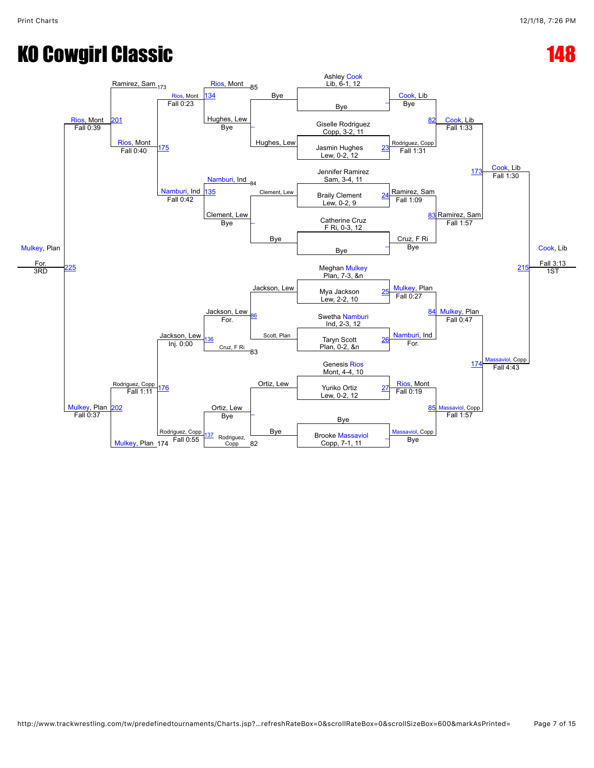# KO Cowgirl Classic

# 148

## Championship Bracket

### Seeds

| Wrestler | Team, Record, Grade |
|---|---|
| Ashley Cook | Lib, 6-1, 12 |
| Bye | |
| Giselle Rodriguez | Copp, 3-2, 11 |
| Jasmin Hughes | Lew, 0-2, 12 |
| Jennifer Ramirez | Sam, 3-4, 11 |
| Braily Clement | Lew, 0-2, 9 |
| Catherine Cruz | F Ri, 0-3, 12 |
| Bye | |
| Meghan Mulkey | Plan, 7-3, &n |
| Mya Jackson | Lew, 2-2, 10 |
| Swetha Namburi | Ind, 2-3, 12 |
| Taryn Scott | Plan, 0-2, &n |
| Genesis Rios | Mont, 4-4, 10 |
| Yuriko Ortiz | Lew, 0-2, 12 |
| Bye | |
| Brooke Massaviol | Copp, 7-1, 11 |

### First Round

| Match | Winner | Result |
|---|---|---|
| – | Cook, Lib | Bye |
| 23 | Rodriguez, Copp | Fall 1:31 |
| 24 | Ramirez, Sam | Fall 1:09 |
| – | Cruz, F Ri | Bye |
| 25 | Mulkey, Plan | Fall 0:27 |
| 26 | Namburi, Ind | For. |
| 27 | Rios, Mont | Fall 0:19 |
| – | Massaviol, Copp | Bye |

### Quarterfinals

| Match | Winner | Result |
|---|---|---|
| 82 | Cook, Lib | Fall 1:33 |
| 83 | Ramirez, Sam | Fall 1:57 |
| 84 | Mulkey, Plan | Fall 0:47 |
| 85 | Massaviol, Copp | Fall 1:57 |

### Semifinals

| Match | Winner | Result |
|---|---|---|
| 173 | Cook, Lib | Fall 1:30 |
| 174 | Massaviol, Copp | Fall 4:43 |

### Final

| Match | Winner | Result | Place |
|---|---|---|---|
| 215 | Cook, Lib | Fall 3:13 | 1ST |

## Consolation Bracket

### Consolation Round 1

| Match | Wrestlers | Winner | Result |
|---|---|---|---|
| – | Bye / Hughes, Lew | Hughes, Lew | Bye |
| – | Clement, Lew / Bye | Clement, Lew | Bye |
| 86 | Jackson, Lew / Scott, Plan | Jackson, Lew | For. |
| – | Ortiz, Lew / Bye | Ortiz, Lew | Bye |

### Consolation Round 2

| Match | Wrestlers | Winner | Result |
|---|---|---|---|
| 134 | Rios, Mont (85) / Hughes, Lew | Rios, Mont | Fall 0:23 |
| 135 | Namburi, Ind (84) / Clement, Lew | Namburi, Ind | Fall 0:42 |
| 136 | Jackson, Lew / Cruz, F Ri (83) | Jackson, Lew | Inj. 0:00 |
| 137 | Ortiz, Lew / Rodriguez, Copp (82) | Rodriguez, Copp | Fall 0:55 |

### Consolation Round 3

| Match | Wrestlers | Winner | Result |
|---|---|---|---|
| 175 | Rios, Mont / Namburi, Ind | Rios, Mont | Fall 0:40 |
| 176 | Jackson, Lew / Rodriguez, Copp | Rodriguez, Copp | Fall 1:11 |

### Consolation Semifinals

| Match | Wrestlers | Winner | Result |
|---|---|---|---|
| 201 | Ramirez, Sam (173) / Rios, Mont | Rios, Mont | Fall 0:39 |
| 202 | Rodriguez, Copp / Mulkey, Plan (174) | Mulkey, Plan | Fall 0:37 |

### 3rd Place

| Match | Winner | Result | Place |
|---|---|---|---|
| 225 | Mulkey, Plan | For. | 3RD |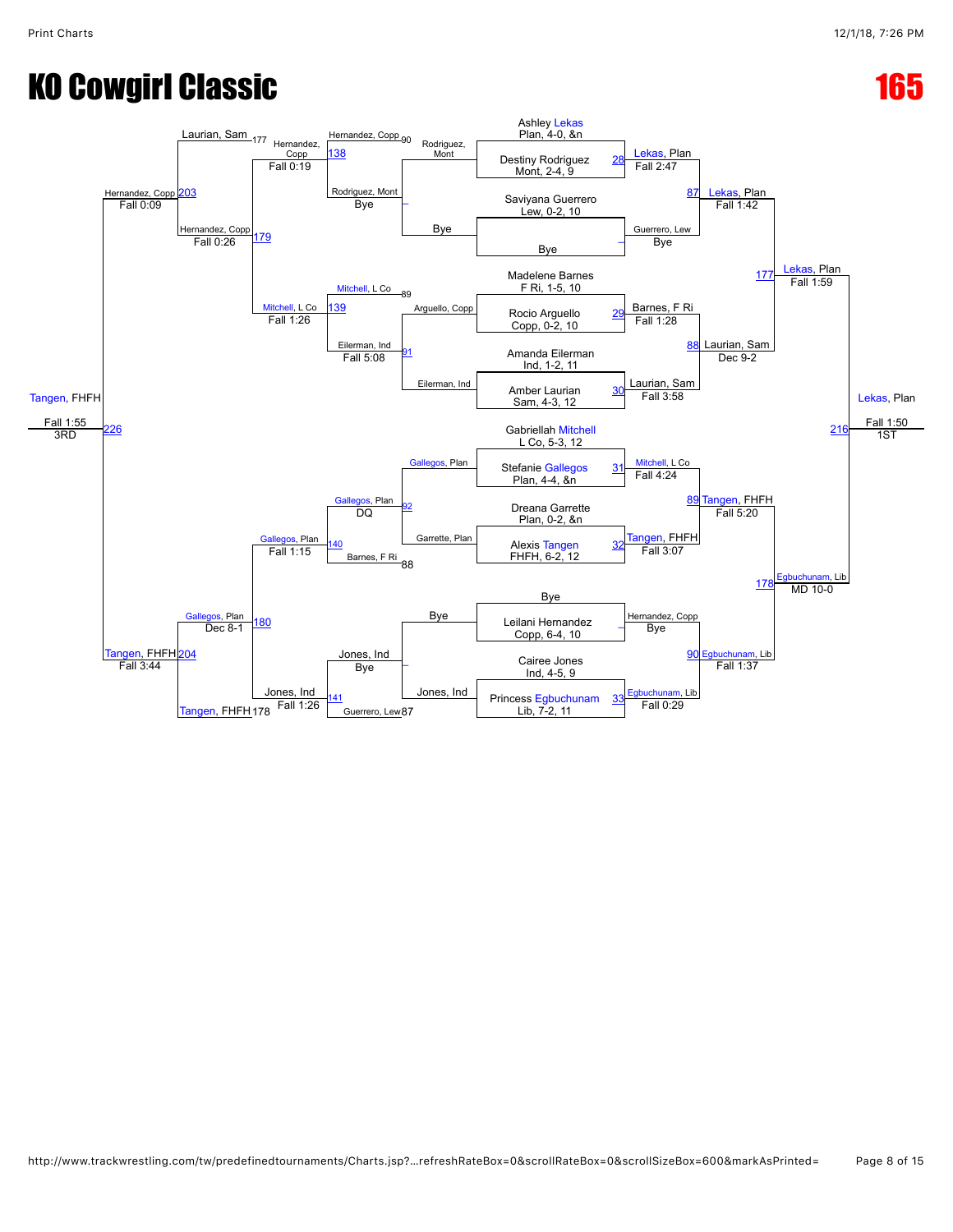# KO Cowgirl Classic

# 165

## Championship Bracket

### First Round

| Bout | Wrestler 1 | Wrestler 2 | Winner | Result |
|---|---|---|---|---|
| 28 | Ashley Lekas, Plan, 4-0, &n | Destiny Rodriguez, Mont, 2-4, 9 | Lekas, Plan | Fall 2:47 |
| – | Saviyana Guerrero, Lew, 0-2, 10 | Bye | Guerrero, Lew | Bye |
| 29 | Madelene Barnes, F Ri, 1-5, 10 | Rocio Arguello, Copp, 0-2, 10 | Barnes, F Ri | Fall 1:28 |
| 30 | Amanda Eilerman, Ind, 1-2, 11 | Amber Laurian, Sam, 4-3, 12 | Laurian, Sam | Fall 3:58 |
| 31 | Gabriellah Mitchell, L Co, 5-3, 12 | Stefanie Gallegos, Plan, 4-4, &n | Mitchell, L Co | Fall 4:24 |
| 32 | Dreana Garrette, Plan, 0-2, &n | Alexis Tangen, FHFH, 6-2, 12 | Tangen, FHFH | Fall 3:07 |
| – | Bye | Leilani Hernandez, Copp, 6-4, 10 | Hernandez, Copp | Bye |
| 33 | Cairee Jones, Ind, 4-5, 9 | Princess Egbuchunam, Lib, 7-2, 11 | Egbuchunam, Lib | Fall 0:29 |

### Quarterfinals

| Bout | Winner | Result |
|---|---|---|
| 87 | Lekas, Plan | Fall 1:42 |
| 88 | Laurian, Sam | Dec 9-2 |
| 89 | Tangen, FHFH | Fall 5:20 |
| 90 | Egbuchunam, Lib | Fall 1:37 |

### Semifinals

| Bout | Winner | Result |
|---|---|---|
| 177 | Lekas, Plan | Fall 1:59 |
| 178 | Egbuchunam, Lib | MD 10-0 |

### Final

| Bout | Winner | Result | Place |
|---|---|---|---|
| 216 | Lekas, Plan | Fall 1:50 | 1ST |

## Consolation Bracket

### Consolation Round 1

| Bout | Wrestler 1 | Wrestler 2 | Winner | Result |
|---|---|---|---|---|
| – | Rodriguez, Mont | Bye | Rodriguez, Mont | Bye |
| 91 | Arguello, Copp | Eilerman, Ind | Eilerman, Ind | Fall 5:08 |
| 92 | Gallegos, Plan | Garrette, Plan | Gallegos, Plan | DQ |
| – | Bye | Jones, Ind | Jones, Ind | Bye |

### Consolation Round 2

| Bout | Wrestler 1 | Wrestler 2 | Winner | Result |
|---|---|---|---|---|
| 138 | Hernandez, Copp (90) | Rodriguez, Mont | Hernandez, Copp | Fall 0:19 |
| 139 | Mitchell, L Co (89) | Eilerman, Ind | Mitchell, L Co | Fall 1:26 |
| 140 | Gallegos, Plan | Barnes, F Ri (88) | Gallegos, Plan | Fall 1:15 |
| 141 | Jones, Ind | Guerrero, Lew (87) | Jones, Ind | Fall 1:26 |

### Consolation Round 3

| Bout | Wrestler 1 | Wrestler 2 | Winner | Result |
|---|---|---|---|---|
| 179 | Hernandez, Copp | Mitchell, L Co | Hernandez, Copp | Fall 0:26 |
| 180 | Gallegos, Plan | Jones, Ind | Gallegos, Plan | Dec 8-1 |

### Consolation Semifinals

| Bout | Wrestler 1 | Wrestler 2 | Winner | Result |
|---|---|---|---|---|
| 203 | Laurian, Sam (177) | Hernandez, Copp | Hernandez, Copp | Fall 0:09 |
| 204 | Gallegos, Plan | Tangen, FHFH (178) | Tangen, FHFH | Fall 3:44 |

### 3rd Place

| Bout | Winner | Result | Place |
|---|---|---|---|
| 226 | Tangen, FHFH | Fall 1:55 | 3RD |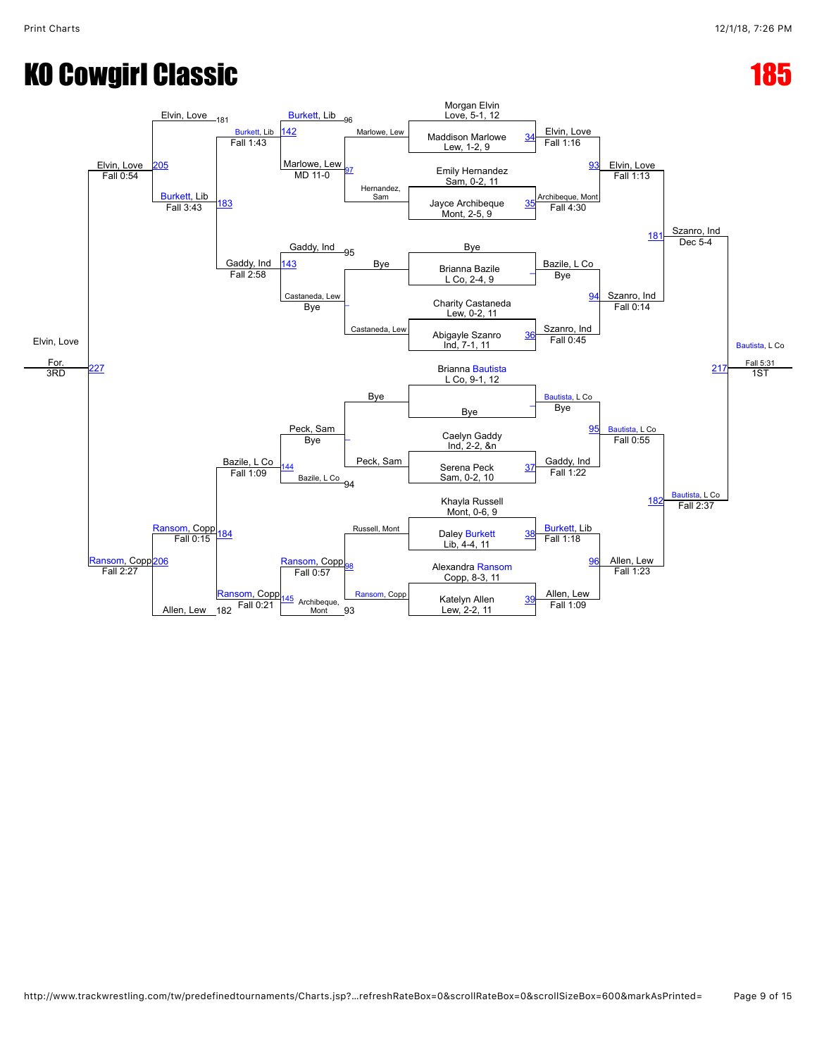# KO Cowgirl Classic

# 185

## Championship Bracket

**Round 1 / Championship Round of 16 (bouts 34–39)**

- Morgan Elvin, Love, 5-1, 12 — (bye)
- Maddison Marlowe, Lew, 1-2, 9 vs Emily Hernandez, Sam, 0-2, 11 — Bout 34: Elvin, Love, Fall 1:16
- Jayce Archibeque, Mont, 2-5, 9 — Bout 35: Archibeque, Mont, Fall 4:30
- Bye vs Brianna Bazile, L Co, 2-4, 9 — Bazile, L Co, Bye
- Charity Castaneda, Lew, 0-2, 11 vs Abigayle Szanro, Ind, 7-1, 11 — Bout 36: Szanro, Ind, Fall 0:45
- Brianna Bautista, L Co, 9-1, 12 vs Bye — Bautista, L Co, Bye
- Caelyn Gaddy, Ind, 2-2, &n vs Serena Peck, Sam, 0-2, 10 — Bout 37: Gaddy, Ind, Fall 1:22
- Khayla Russell, Mont, 0-6, 9 vs Daley Burkett, Lib, 4-4, 11 — Bout 38: Burkett, Lib, Fall 1:18
- Alexandra Ransom, Copp, 8-3, 11 vs Katelyn Allen, Lew, 2-2, 11 — Bout 39: Allen, Lew, Fall 1:09

**Quarterfinals**

- Bout 93: Elvin, Love, Fall 1:13
- Bout 94: Szanro, Ind, Fall 0:14
- Bout 95: Bautista, L Co, Fall 0:55
- Bout 96: Allen, Lew, Fall 1:23

**Semifinals**

- Bout 181: Szanro, Ind, Dec 5-4
- Bout 182: Bautista, L Co, Fall 2:37

**Final**

- Bout 217: Bautista, L Co, Fall 5:31 — 1ST

## Consolation Bracket

- Marlowe, Lew vs Hernandez, Sam — Bout 97: Marlowe, Lew, MD 11-0
- Bye vs Castaneda, Lew — Castaneda, Lew, Bye
- Bye vs Peck, Sam — Peck, Sam, Bye
- Russell, Mont vs Ransom, Copp — Bout 98: Ransom, Copp, Fall 0:57
- Burkett, Lib (96) vs Marlowe, Lew — Bout 142: Burkett, Lib, Fall 1:43
- Gaddy, Ind (95) vs Castaneda, Lew — Bout 143: Gaddy, Ind, Fall 2:58
- Peck, Sam vs Bazile, L Co (94) — Bout 144: Bazile, L Co, Fall 1:09
- Ransom, Copp vs Archibeque, Mont (93) — Bout 145: Ransom, Copp, Fall 0:21
- Burkett, Lib vs Gaddy, Ind — Bout 183: Burkett, Lib, Fall 3:43
- Bazile, L Co vs Ransom, Copp — Bout 184: Ransom, Copp, Fall 0:15
- Elvin, Love (181) vs Burkett, Lib — Bout 205: Elvin, Love, Fall 0:54
- Ransom, Copp vs Allen, Lew (182) — Bout 206: Ransom, Copp, Fall 2:27

**3rd Place**

- Bout 227: Elvin, Love, For. — 3RD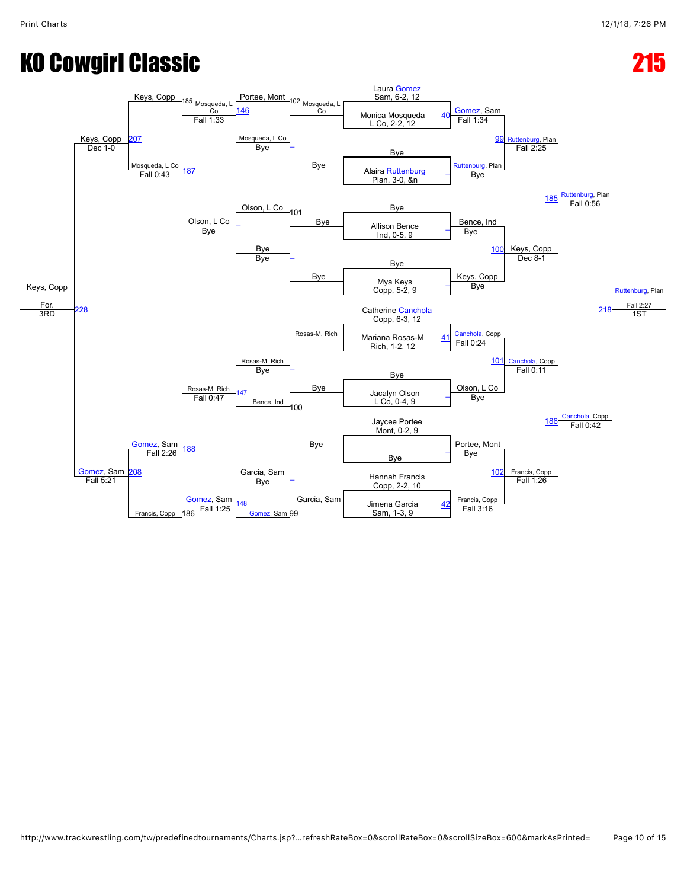# KO Cowgirl Classic

# 215

## Championship Bracket

**Top half**

- Laura Gomez, Sam, 6-2, 12 vs Monica Mosqueda, L Co, 2-2, 12 — Match 40: Gomez, Sam, Fall 1:34
- Bye vs Alaira Ruttenburg, Plan, 3-0, &n — Ruttenburg, Plan, Bye
- Match 99: Ruttenburg, Plan, Fall 2:25
- Bye vs Allison Bence, Ind, 0-5, 9 — Bence, Ind, Bye
- Bye vs Mya Keys, Copp, 5-2, 9 — Keys, Copp, Bye
- Match 100: Keys, Copp, Dec 8-1
- Match 185: Ruttenburg, Plan, Fall 0:56

**Bottom half**

- Catherine Canchola, Copp, 6-3, 12 vs Mariana Rosas-M, Rich, 1-2, 12 — Match 41: Canchola, Copp, Fall 0:24
- Bye vs Jacalyn Olson, L Co, 0-4, 9 — Olson, L Co, Bye
- Match 101: Canchola, Copp, Fall 0:11
- Jaycee Portee, Mont, 0-2, 9 vs Bye — Portee, Mont, Bye
- Hannah Francis, Copp, 2-2, 10 vs Jimena Garcia, Sam, 1-3, 9 — Match 42: Francis, Copp, Fall 3:16
- Match 102: Francis, Copp, Fall 1:26
- Match 186: Canchola, Copp, Fall 0:42

**Final**

- Match 218: Ruttenburg, Plan, Fall 2:27 — 1ST

## Consolation Bracket

- Mosqueda, L Co (loser 40) vs Bye — Mosqueda, L Co, Bye
- Mosqueda, L Co vs Portee, Mont (loser 102) — Match 146: Mosqueda, L Co, Fall 1:33
- Olson, L Co (loser 101) vs Bye — Olson, L Co, Bye
- Match 187: Mosqueda, L Co vs Olson, L Co — Mosqueda, L Co, Fall 0:43
- Keys, Copp (loser 185) vs Mosqueda, L Co — Match 207: Keys, Copp, Dec 1-0
- Rosas-M, Rich (loser 41) vs Bye — Rosas-M, Rich, Bye
- Rosas-M, Rich vs Bence, Ind (loser 100) — Match 147: Rosas-M, Rich, Fall 0:47
- Garcia, Sam (loser 42) vs Bye — Garcia, Sam, Bye
- Garcia, Sam vs Gomez, Sam (loser 99) — Match 148: Gomez, Sam, Fall 1:25
- Match 188: Gomez, Sam vs Rosas-M, Rich — Gomez, Sam, Fall 2:26
- Gomez, Sam vs Francis, Copp (loser 186) — Match 208: Gomez, Sam, Fall 5:21
- Match 228: Keys, Copp vs Gomez, Sam — Keys, Copp, For. — 3RD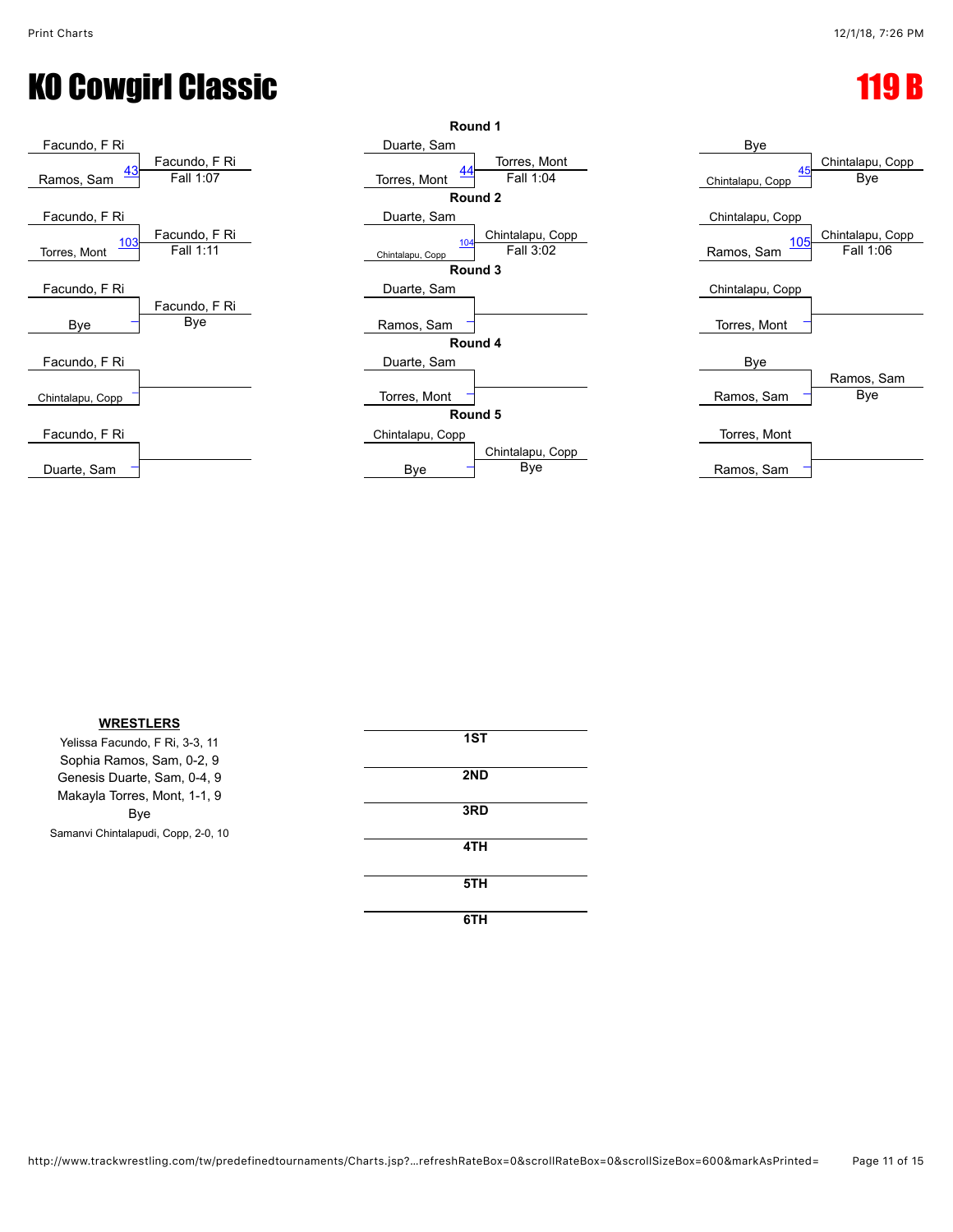# KO Cowgirl Classic

## 119 B

### Round 1

| Match | Wrestler 1 | Wrestler 2 | Winner | Result |
|---|---|---|---|---|
| 43 | Facundo, F Ri | Ramos, Sam | Facundo, F Ri | Fall 1:07 |
| 44 | Duarte, Sam | Torres, Mont | Torres, Mont | Fall 1:04 |
| 45 | Bye | Chintalapu, Copp | Chintalapu, Copp | Bye |

### Round 2

| Match | Wrestler 1 | Wrestler 2 | Winner | Result |
|---|---|---|---|---|
| 103 | Facundo, F Ri | Torres, Mont | Facundo, F Ri | Fall 1:11 |
| 104 | Duarte, Sam | Chintalapu, Copp | Chintalapu, Copp | Fall 3:02 |
| 105 | Chintalapu, Copp | Ramos, Sam | Chintalapu, Copp | Fall 1:06 |

### Round 3

| Match | Wrestler 1 | Wrestler 2 | Winner | Result |
|---|---|---|---|---|
| – | Facundo, F Ri | Bye | Facundo, F Ri | Bye |
| – | Duarte, Sam | Ramos, Sam | | |
| – | Chintalapu, Copp | Torres, Mont | | |

### Round 4

| Match | Wrestler 1 | Wrestler 2 | Winner | Result |
|---|---|---|---|---|
| – | Facundo, F Ri | Chintalapu, Copp | | |
| – | Duarte, Sam | Torres, Mont | | |
| – | Bye | Ramos, Sam | Ramos, Sam | Bye |

### Round 5

| Match | Wrestler 1 | Wrestler 2 | Winner | Result |
|---|---|---|---|---|
| – | Facundo, F Ri | Duarte, Sam | | |
| – | Chintalapu, Copp | Bye | Chintalapu, Copp | Bye |
| – | Torres, Mont | Ramos, Sam | | |

**WRESTLERS**

Yelissa Facundo, F Ri, 3-3, 11
Sophia Ramos, Sam, 0-2, 9
Genesis Duarte, Sam, 0-4, 9
Makayla Torres, Mont, 1-1, 9
Bye
Samanvi Chintalapudi, Copp, 2-0, 10

| Place | Wrestler |
|---|---|
| 1ST | |
| 2ND | |
| 3RD | |
| 4TH | |
| 5TH | |
| 6TH | |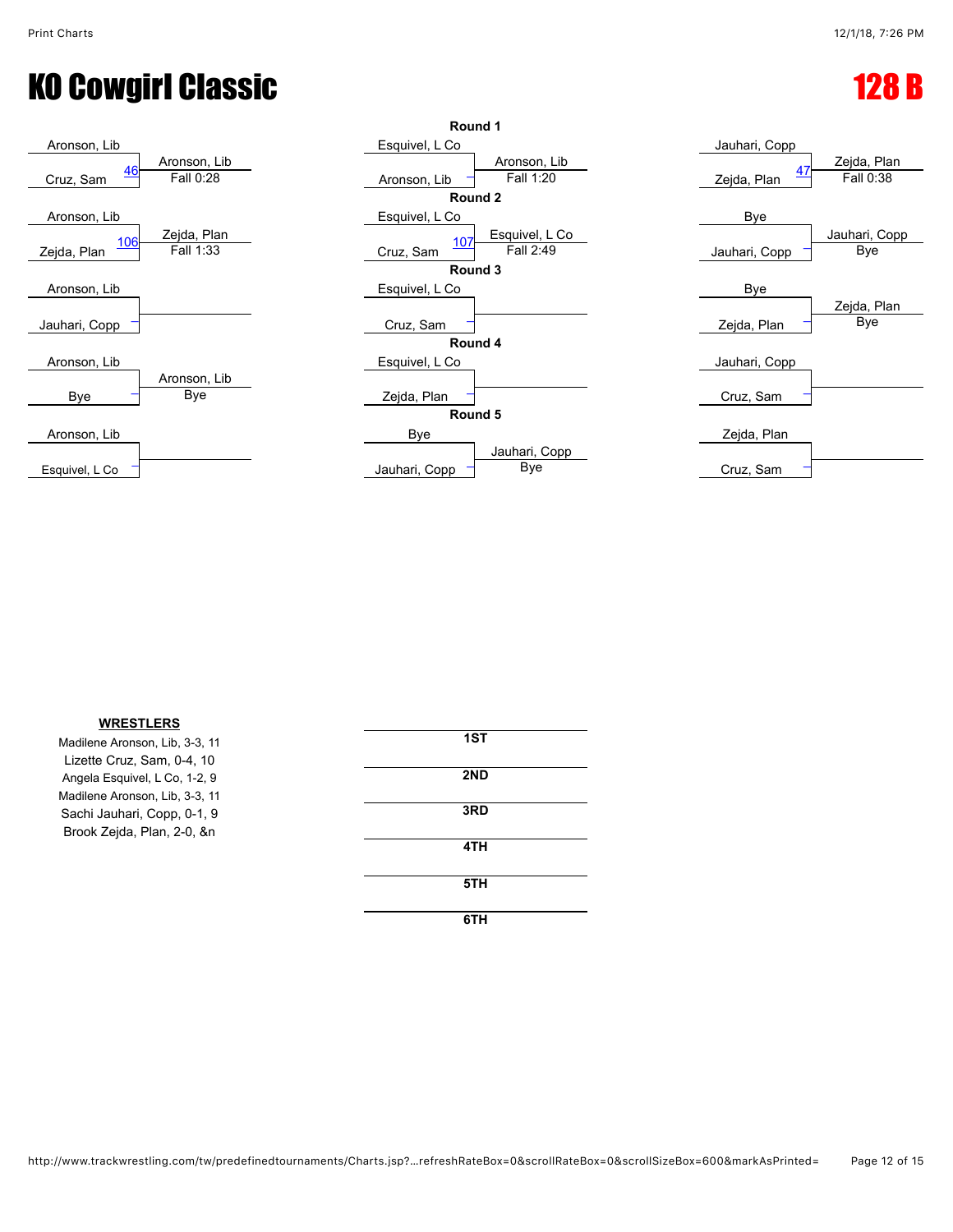# KO Cowgirl Classic

## 128 B

| Wrestler 1 | Wrestler 2 | Bout | Winner | Result |
|---|---|---|---|---|
| Aronson, Lib | Cruz, Sam | 46 | Aronson, Lib | Fall 0:28 |
| Aronson, Lib | Zejda, Plan | 106 | Zejda, Plan | Fall 1:33 |
| Aronson, Lib | Jauhari, Copp | | | |
| Aronson, Lib | Bye | | Aronson, Lib | Bye |
| Aronson, Lib | Esquivel, L Co | | | |

**Round 1**

| Wrestler 1 | Wrestler 2 | Bout | Winner | Result |
|---|---|---|---|---|
| Esquivel, L Co | Aronson, Lib | | Aronson, Lib | Fall 1:20 |
| Jauhari, Copp | Zejda, Plan | 47 | Zejda, Plan | Fall 0:38 |

**Round 2**

| Wrestler 1 | Wrestler 2 | Bout | Winner | Result |
|---|---|---|---|---|
| Esquivel, L Co | Cruz, Sam | 107 | Esquivel, L Co | Fall 2:49 |
| Bye | Jauhari, Copp | | Jauhari, Copp | Bye |

**Round 3**

| Wrestler 1 | Wrestler 2 | Bout | Winner | Result |
|---|---|---|---|---|
| Esquivel, L Co | Cruz, Sam | | | |
| Bye | Zejda, Plan | | Zejda, Plan | Bye |

**Round 4**

| Wrestler 1 | Wrestler 2 | Bout | Winner | Result |
|---|---|---|---|---|
| Esquivel, L Co | Zejda, Plan | | | |
| Jauhari, Copp | Cruz, Sam | | | |

**Round 5**

| Wrestler 1 | Wrestler 2 | Bout | Winner | Result |
|---|---|---|---|---|
| Bye | Jauhari, Copp | | Jauhari, Copp | Bye |
| Zejda, Plan | Cruz, Sam | | | |

**WRESTLERS**

Madilene Aronson, Lib, 3-3, 11
Lizette Cruz, Sam, 0-4, 10
Angela Esquivel, L Co, 1-2, 9
Madilene Aronson, Lib, 3-3, 11
Sachi Jauhari, Copp, 0-1, 9
Brook Zejda, Plan, 2-0, &n

**1ST**

**2ND**

**3RD**

**4TH**

**5TH**

**6TH**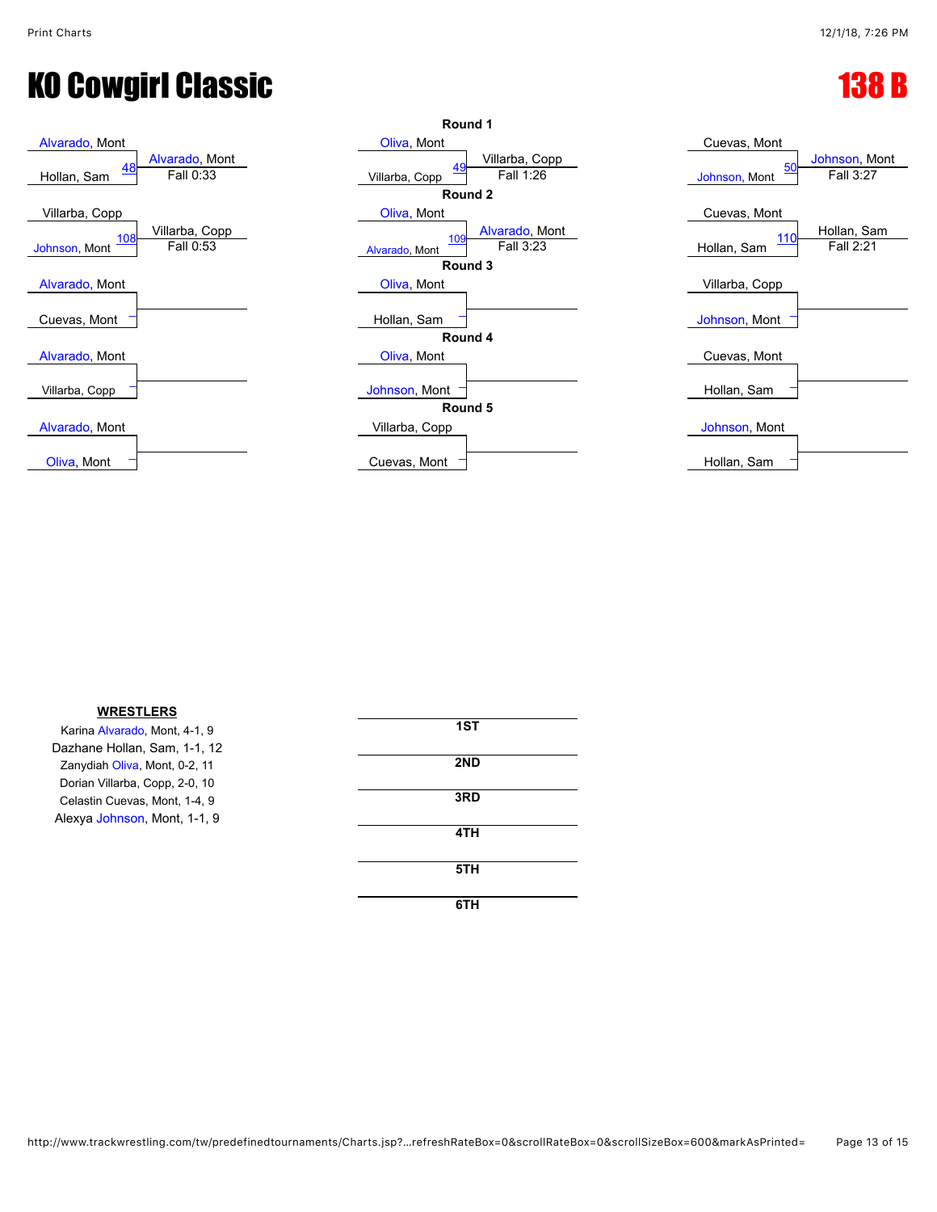# KO Cowgirl Classic

## 138 B

### Round 1

| Wrestler 1 | Wrestler 2 | Bout | Winner | Result |
| --- | --- | --- | --- | --- |
| Alvarado, Mont | Hollan, Sam | 48 | Alvarado, Mont | Fall 0:33 |
| Oliva, Mont | Villarba, Copp | 49 | Villarba, Copp | Fall 1:26 |
| Cuevas, Mont | Johnson, Mont | 50 | Johnson, Mont | Fall 3:27 |

### Round 2

| Wrestler 1 | Wrestler 2 | Bout | Winner | Result |
| --- | --- | --- | --- | --- |
| Villarba, Copp | Johnson, Mont | 108 | Villarba, Copp | Fall 0:53 |
| Oliva, Mont | Alvarado, Mont | 109 | Alvarado, Mont | Fall 3:23 |
| Cuevas, Mont | Hollan, Sam | 110 | Hollan, Sam | Fall 2:21 |

### Round 3

| Wrestler 1 | Wrestler 2 | Bout | Winner | Result |
| --- | --- | --- | --- | --- |
| Alvarado, Mont | Cuevas, Mont | | | |
| Oliva, Mont | Hollan, Sam | | | |
| Villarba, Copp | Johnson, Mont | | | |

### Round 4

| Wrestler 1 | Wrestler 2 | Bout | Winner | Result |
| --- | --- | --- | --- | --- |
| Alvarado, Mont | Villarba, Copp | | | |
| Oliva, Mont | Johnson, Mont | | | |
| Cuevas, Mont | Hollan, Sam | | | |

### Round 5

| Wrestler 1 | Wrestler 2 | Bout | Winner | Result |
| --- | --- | --- | --- | --- |
| Alvarado, Mont | Oliva, Mont | | | |
| Villarba, Copp | Cuevas, Mont | | | |
| Johnson, Mont | Hollan, Sam | | | |

**WRESTLERS**

Karina Alvarado, Mont, 4-1, 9
Dazhane Hollan, Sam, 1-1, 12
Zanydiah Oliva, Mont, 0-2, 11
Dorian Villarba, Copp, 2-0, 10
Celastin Cuevas, Mont, 1-4, 9
Alexya Johnson, Mont, 1-1, 9

| Place | Wrestler |
| --- | --- |
| 1ST | |
| 2ND | |
| 3RD | |
| 4TH | |
| 5TH | |
| 6TH | |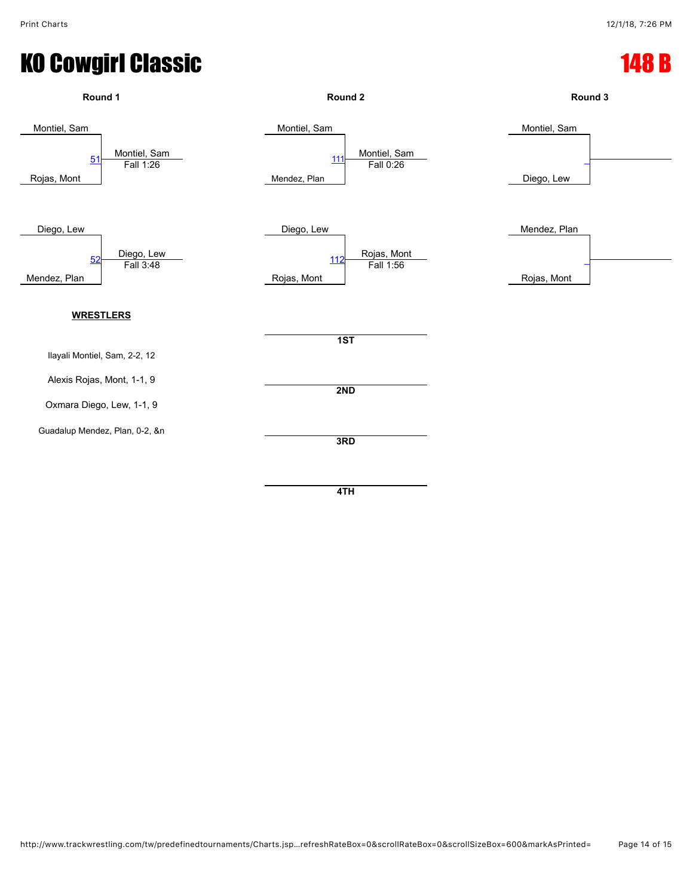# KO Cowgirl Classic

# 148 B

## Round 1

Montiel, Sam
51 — Montiel, Sam — Fall 1:26
Rojas, Mont

Diego, Lew
52 — Diego, Lew — Fall 3:48
Mendez, Plan

## Round 2

Montiel, Sam
111 — Montiel, Sam — Fall 0:26
Mendez, Plan

Diego, Lew
112 — Rojas, Mont — Fall 1:56
Rojas, Mont

## Round 3

Montiel, Sam
_
Diego, Lew

Mendez, Plan
_
Rojas, Mont

**WRESTLERS**

Ilayali Montiel, Sam, 2-2, 12

Alexis Rojas, Mont, 1-1, 9

Oxmara Diego, Lew, 1-1, 9

Guadalup Mendez, Plan, 0-2, &n

**1ST**

**2ND**

**3RD**

**4TH**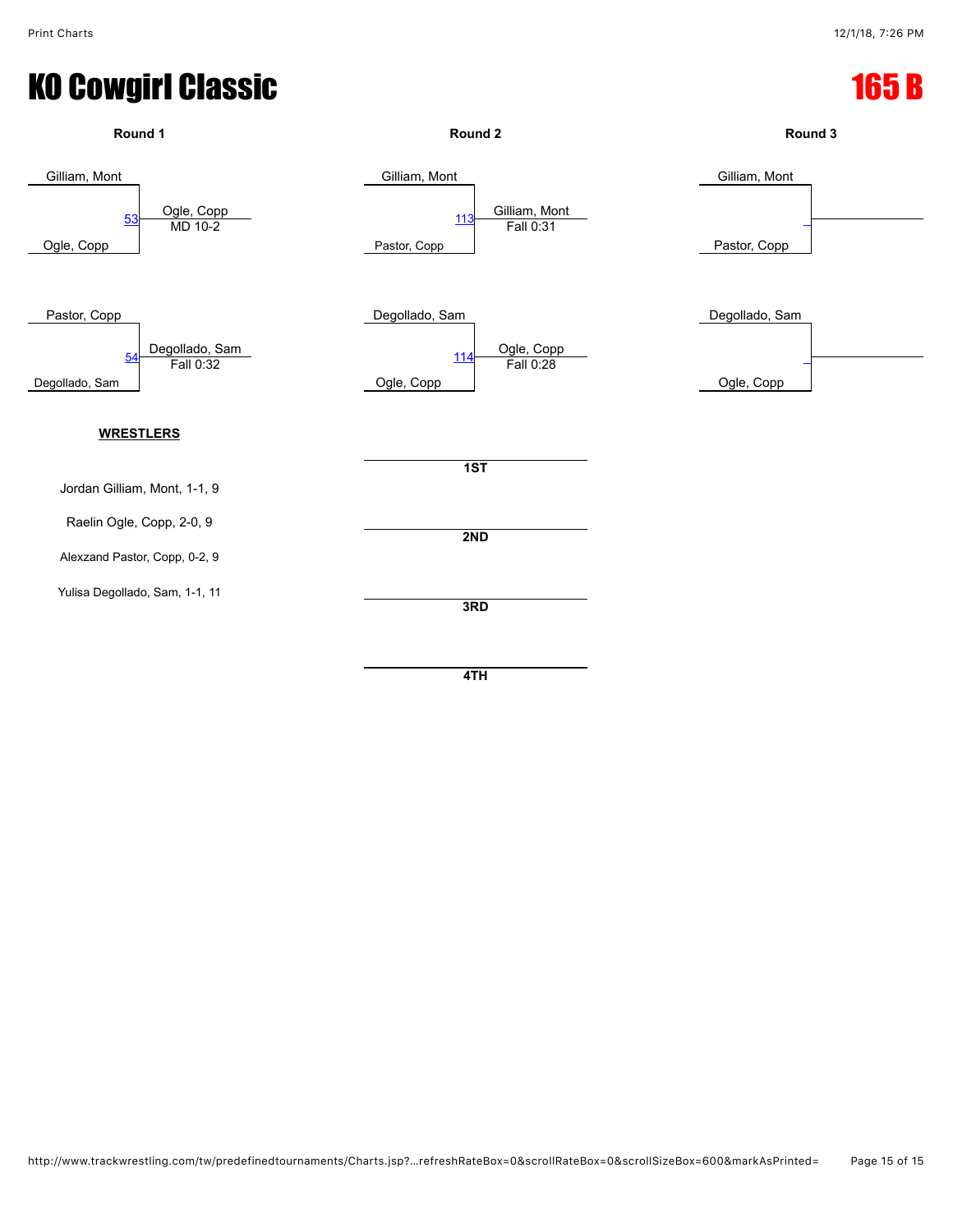# KO Cowgirl Classic

# 165 B

### Round 1

Gilliam, Mont
53
Ogle, Copp
MD 10-2
Ogle, Copp

Pastor, Copp
54
Degollado, Sam
Fall 0:32
Degollado, Sam

### Round 2

Gilliam, Mont
113
Gilliam, Mont
Fall 0:31
Pastor, Copp

Degollado, Sam
114
Ogle, Copp
Fall 0:28
Ogle, Copp

### Round 3

Gilliam, Mont
_
Pastor, Copp

Degollado, Sam
_
Ogle, Copp

**WRESTLERS**

Jordan Gilliam, Mont, 1-1, 9

Raelin Ogle, Copp, 2-0, 9

Alexzand Pastor, Copp, 0-2, 9

Yulisa Degollado, Sam, 1-1, 11

**1ST**

**2ND**

**3RD**

**4TH**